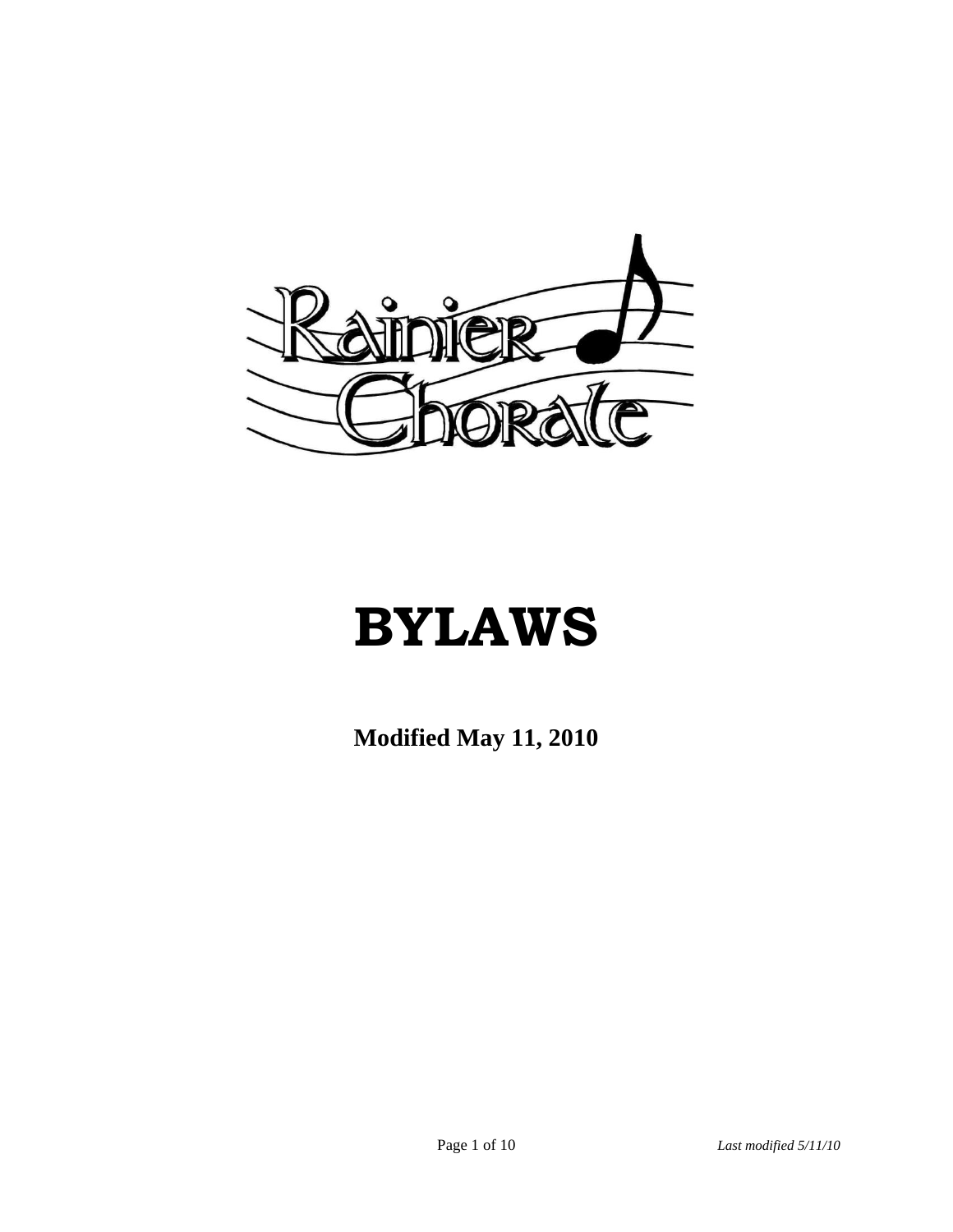Rainier Chorale

# BYLAWS

**Modified May 11, 2010**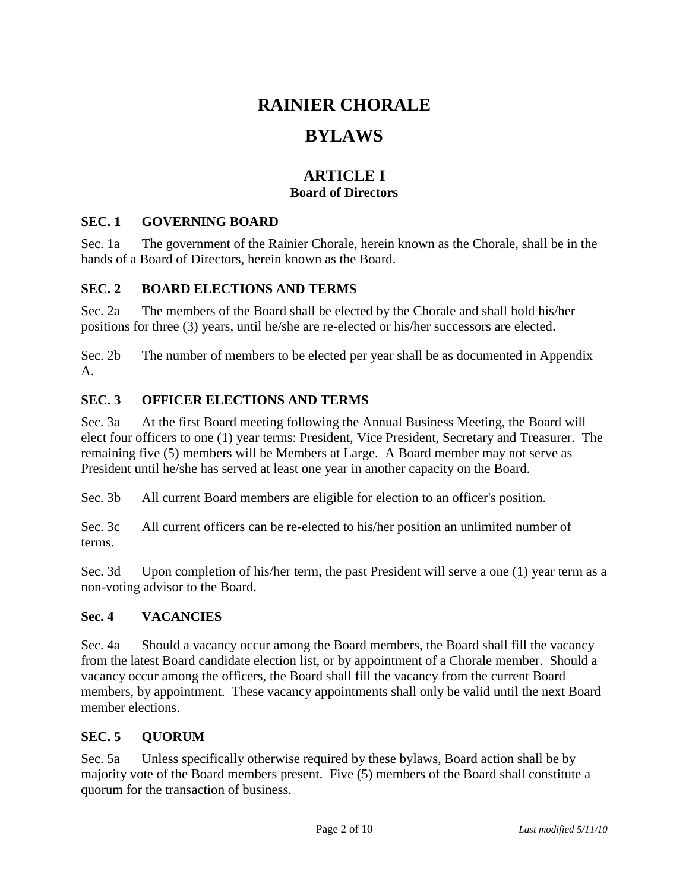# RAINIER CHORALE

# BYLAWS

## ARTICLE I

### Board of Directors

**SEC. 1 GOVERNING BOARD**

Sec. 1a The government of the Rainier Chorale, herein known as the Chorale, shall be in the hands of a Board of Directors, herein known as the Board.

**SEC. 2 BOARD ELECTIONS AND TERMS**

Sec. 2a The members of the Board shall be elected by the Chorale and shall hold his/her positions for three (3) years, until he/she are re-elected or his/her successors are elected.

Sec. 2b The number of members to be elected per year shall be as documented in Appendix A.

**SEC. 3 OFFICER ELECTIONS AND TERMS**

Sec. 3a At the first Board meeting following the Annual Business Meeting, the Board will elect four officers to one (1) year terms: President, Vice President, Secretary and Treasurer. The remaining five (5) members will be Members at Large. A Board member may not serve as President until he/she has served at least one year in another capacity on the Board.

Sec. 3b All current Board members are eligible for election to an officer's position.

Sec. 3c All current officers can be re-elected to his/her position an unlimited number of terms.

Sec. 3d Upon completion of his/her term, the past President will serve a one (1) year term as a non-voting advisor to the Board.

**Sec. 4 VACANCIES**

Sec. 4a Should a vacancy occur among the Board members, the Board shall fill the vacancy from the latest Board candidate election list, or by appointment of a Chorale member. Should a vacancy occur among the officers, the Board shall fill the vacancy from the current Board members, by appointment. These vacancy appointments shall only be valid until the next Board member elections.

**SEC. 5 QUORUM**

Sec. 5a Unless specifically otherwise required by these bylaws, Board action shall be by majority vote of the Board members present. Five (5) members of the Board shall constitute a quorum for the transaction of business.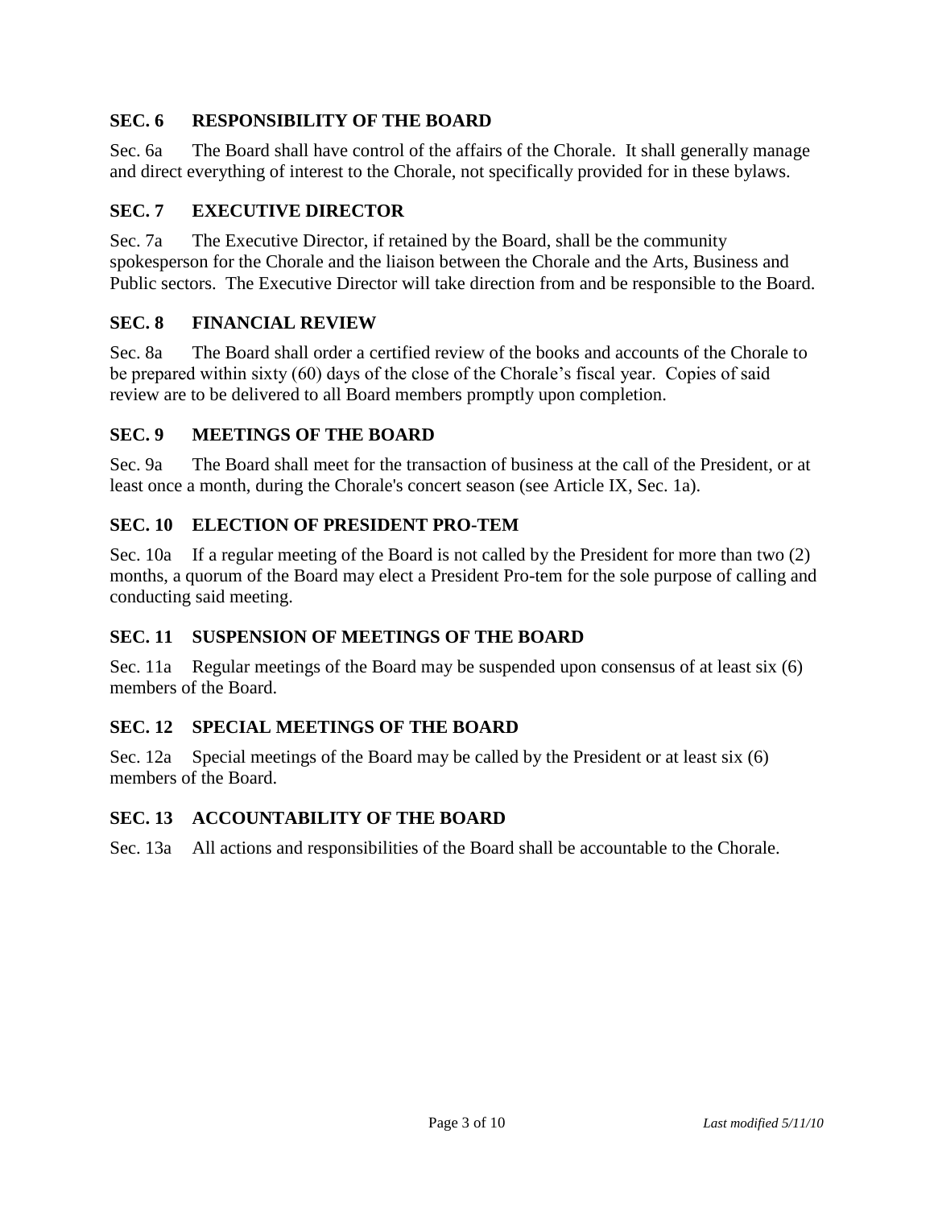### SEC. 6 RESPONSIBILITY OF THE BOARD

Sec. 6a The Board shall have control of the affairs of the Chorale. It shall generally manage and direct everything of interest to the Chorale, not specifically provided for in these bylaws.

### SEC. 7 EXECUTIVE DIRECTOR

Sec. 7a The Executive Director, if retained by the Board, shall be the community spokesperson for the Chorale and the liaison between the Chorale and the Arts, Business and Public sectors. The Executive Director will take direction from and be responsible to the Board.

### SEC. 8 FINANCIAL REVIEW

Sec. 8a The Board shall order a certified review of the books and accounts of the Chorale to be prepared within sixty (60) days of the close of the Chorale's fiscal year. Copies of said review are to be delivered to all Board members promptly upon completion.

### SEC. 9 MEETINGS OF THE BOARD

Sec. 9a The Board shall meet for the transaction of business at the call of the President, or at least once a month, during the Chorale's concert season (see Article IX, Sec. 1a).

### SEC. 10 ELECTION OF PRESIDENT PRO-TEM

Sec. 10a If a regular meeting of the Board is not called by the President for more than two (2) months, a quorum of the Board may elect a President Pro-tem for the sole purpose of calling and conducting said meeting.

### SEC. 11 SUSPENSION OF MEETINGS OF THE BOARD

Sec. 11a Regular meetings of the Board may be suspended upon consensus of at least six (6) members of the Board.

### SEC. 12 SPECIAL MEETINGS OF THE BOARD

Sec. 12a Special meetings of the Board may be called by the President or at least six (6) members of the Board.

### SEC. 13 ACCOUNTABILITY OF THE BOARD

Sec. 13a All actions and responsibilities of the Board shall be accountable to the Chorale.

*Last modified 5/11/10*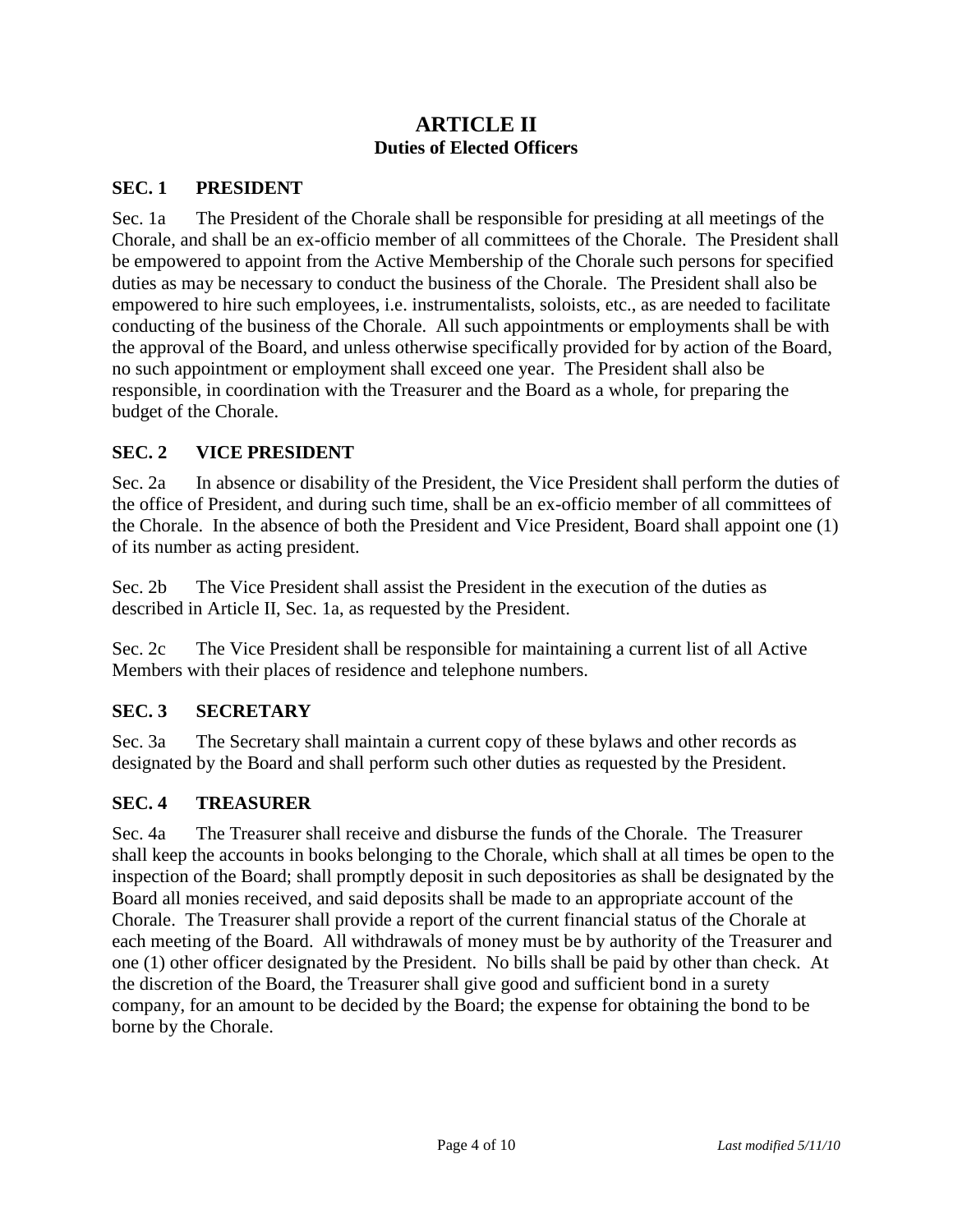# ARTICLE II
## Duties of Elected Officers

### SEC. 1 PRESIDENT

Sec. 1a The President of the Chorale shall be responsible for presiding at all meetings of the Chorale, and shall be an ex-officio member of all committees of the Chorale. The President shall be empowered to appoint from the Active Membership of the Chorale such persons for specified duties as may be necessary to conduct the business of the Chorale. The President shall also be empowered to hire such employees, i.e. instrumentalists, soloists, etc., as are needed to facilitate conducting of the business of the Chorale. All such appointments or employments shall be with the approval of the Board, and unless otherwise specifically provided for by action of the Board, no such appointment or employment shall exceed one year. The President shall also be responsible, in coordination with the Treasurer and the Board as a whole, for preparing the budget of the Chorale.

### SEC. 2 VICE PRESIDENT

Sec. 2a In absence or disability of the President, the Vice President shall perform the duties of the office of President, and during such time, shall be an ex-officio member of all committees of the Chorale. In the absence of both the President and Vice President, Board shall appoint one (1) of its number as acting president.

Sec. 2b The Vice President shall assist the President in the execution of the duties as described in Article II, Sec. 1a, as requested by the President.

Sec. 2c The Vice President shall be responsible for maintaining a current list of all Active Members with their places of residence and telephone numbers.

### SEC. 3 SECRETARY

Sec. 3a The Secretary shall maintain a current copy of these bylaws and other records as designated by the Board and shall perform such other duties as requested by the President.

### SEC. 4 TREASURER

Sec. 4a The Treasurer shall receive and disburse the funds of the Chorale. The Treasurer shall keep the accounts in books belonging to the Chorale, which shall at all times be open to the inspection of the Board; shall promptly deposit in such depositories as shall be designated by the Board all monies received, and said deposits shall be made to an appropriate account of the Chorale. The Treasurer shall provide a report of the current financial status of the Chorale at each meeting of the Board. All withdrawals of money must be by authority of the Treasurer and one (1) other officer designated by the President. No bills shall be paid by other than check. At the discretion of the Board, the Treasurer shall give good and sufficient bond in a surety company, for an amount to be decided by the Board; the expense for obtaining the bond to be borne by the Chorale.

*Last modified 5/11/10*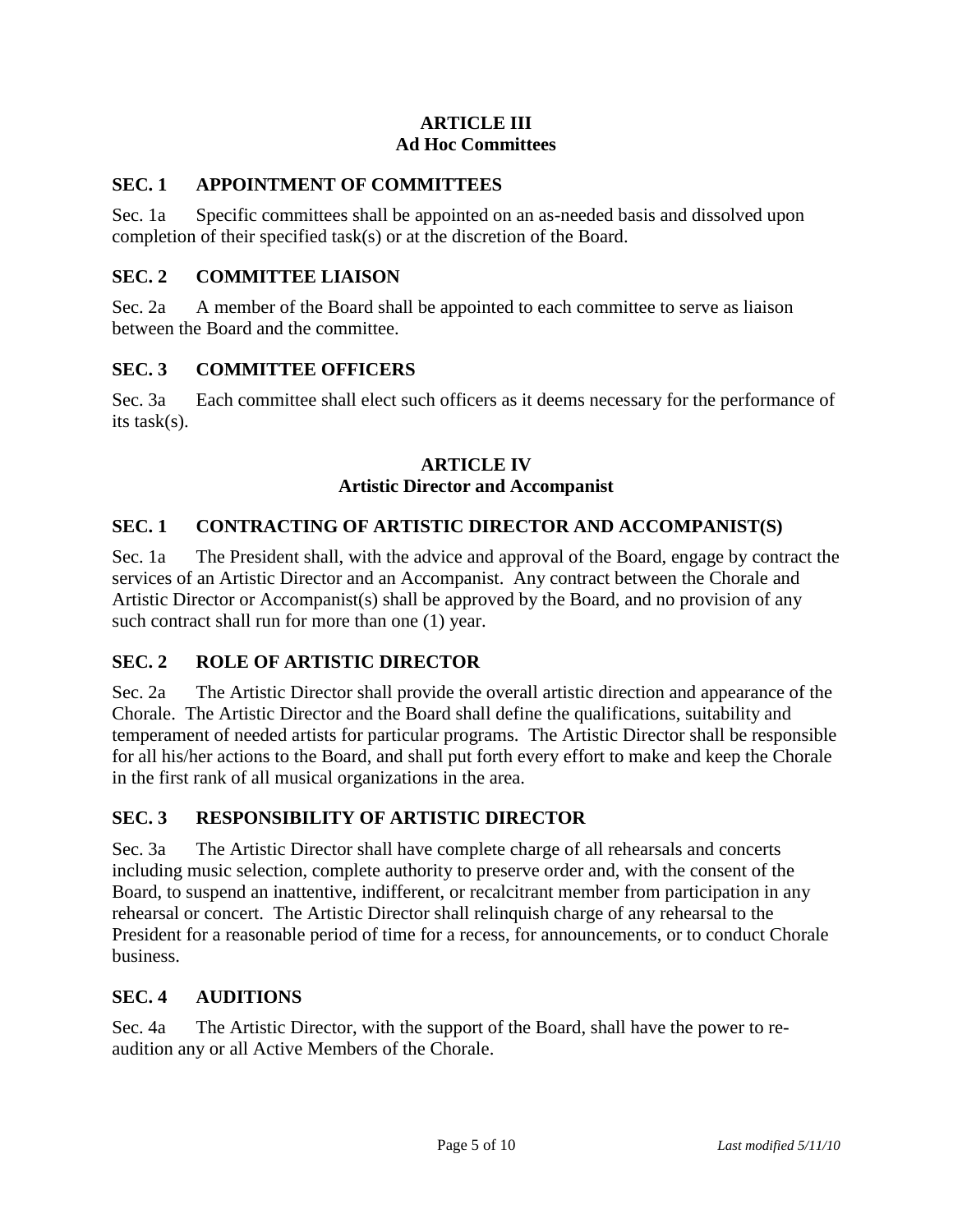## ARTICLE III
## Ad Hoc Committees

### SEC. 1 APPOINTMENT OF COMMITTEES

Sec. 1a Specific committees shall be appointed on an as-needed basis and dissolved upon completion of their specified task(s) or at the discretion of the Board.

### SEC. 2 COMMITTEE LIAISON

Sec. 2a A member of the Board shall be appointed to each committee to serve as liaison between the Board and the committee.

### SEC. 3 COMMITTEE OFFICERS

Sec. 3a Each committee shall elect such officers as it deems necessary for the performance of its task(s).

## ARTICLE IV
## Artistic Director and Accompanist

### SEC. 1 CONTRACTING OF ARTISTIC DIRECTOR AND ACCOMPANIST(S)

Sec. 1a The President shall, with the advice and approval of the Board, engage by contract the services of an Artistic Director and an Accompanist. Any contract between the Chorale and Artistic Director or Accompanist(s) shall be approved by the Board, and no provision of any such contract shall run for more than one (1) year.

### SEC. 2 ROLE OF ARTISTIC DIRECTOR

Sec. 2a The Artistic Director shall provide the overall artistic direction and appearance of the Chorale. The Artistic Director and the Board shall define the qualifications, suitability and temperament of needed artists for particular programs. The Artistic Director shall be responsible for all his/her actions to the Board, and shall put forth every effort to make and keep the Chorale in the first rank of all musical organizations in the area.

### SEC. 3 RESPONSIBILITY OF ARTISTIC DIRECTOR

Sec. 3a The Artistic Director shall have complete charge of all rehearsals and concerts including music selection, complete authority to preserve order and, with the consent of the Board, to suspend an inattentive, indifferent, or recalcitrant member from participation in any rehearsal or concert. The Artistic Director shall relinquish charge of any rehearsal to the President for a reasonable period of time for a recess, for announcements, or to conduct Chorale business.

### SEC. 4 AUDITIONS

Sec. 4a The Artistic Director, with the support of the Board, shall have the power to re-audition any or all Active Members of the Chorale.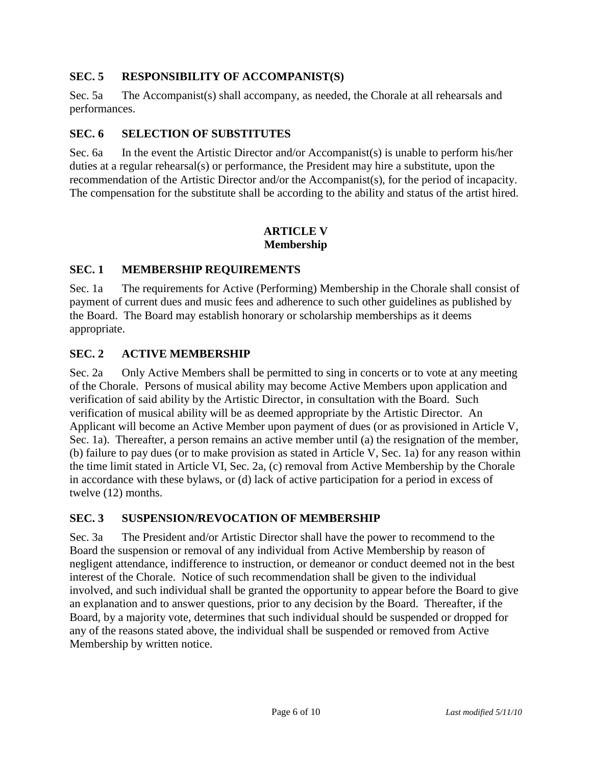### SEC. 5 RESPONSIBILITY OF ACCOMPANIST(S)

Sec. 5a The Accompanist(s) shall accompany, as needed, the Chorale at all rehearsals and performances.

### SEC. 6 SELECTION OF SUBSTITUTES

Sec. 6a In the event the Artistic Director and/or Accompanist(s) is unable to perform his/her duties at a regular rehearsal(s) or performance, the President may hire a substitute, upon the recommendation of the Artistic Director and/or the Accompanist(s), for the period of incapacity. The compensation for the substitute shall be according to the ability and status of the artist hired.

## ARTICLE V
## Membership

### SEC. 1 MEMBERSHIP REQUIREMENTS

Sec. 1a The requirements for Active (Performing) Membership in the Chorale shall consist of payment of current dues and music fees and adherence to such other guidelines as published by the Board. The Board may establish honorary or scholarship memberships as it deems appropriate.

### SEC. 2 ACTIVE MEMBERSHIP

Sec. 2a Only Active Members shall be permitted to sing in concerts or to vote at any meeting of the Chorale. Persons of musical ability may become Active Members upon application and verification of said ability by the Artistic Director, in consultation with the Board. Such verification of musical ability will be as deemed appropriate by the Artistic Director. An Applicant will become an Active Member upon payment of dues (or as provisioned in Article V, Sec. 1a). Thereafter, a person remains an active member until (a) the resignation of the member, (b) failure to pay dues (or to make provision as stated in Article V, Sec. 1a) for any reason within the time limit stated in Article VI, Sec. 2a, (c) removal from Active Membership by the Chorale in accordance with these bylaws, or (d) lack of active participation for a period in excess of twelve (12) months.

### SEC. 3 SUSPENSION/REVOCATION OF MEMBERSHIP

Sec. 3a The President and/or Artistic Director shall have the power to recommend to the Board the suspension or removal of any individual from Active Membership by reason of negligent attendance, indifference to instruction, or demeanor or conduct deemed not in the best interest of the Chorale. Notice of such recommendation shall be given to the individual involved, and such individual shall be granted the opportunity to appear before the Board to give an explanation and to answer questions, prior to any decision by the Board. Thereafter, if the Board, by a majority vote, determines that such individual should be suspended or dropped for any of the reasons stated above, the individual shall be suspended or removed from Active Membership by written notice.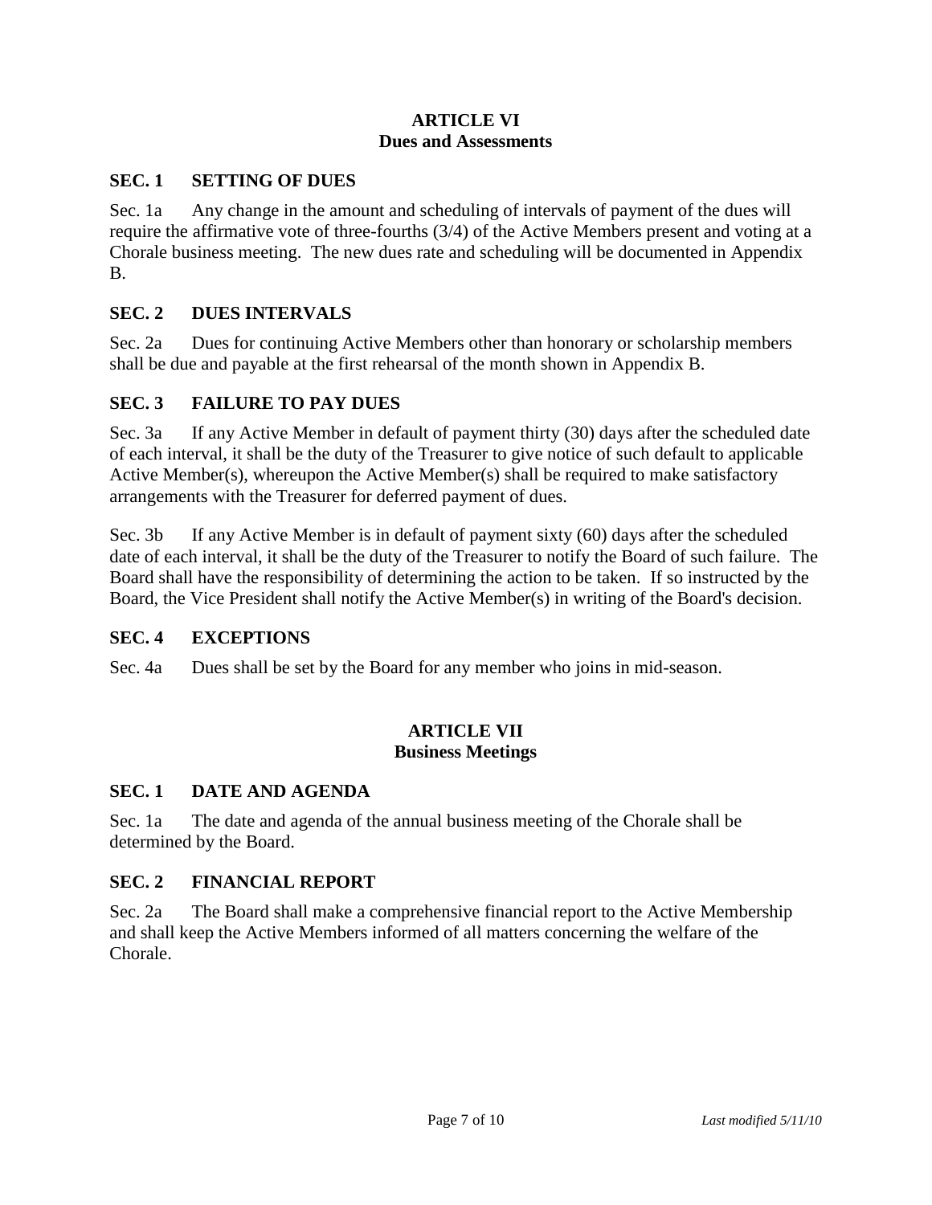## ARTICLE VI
## Dues and Assessments

### SEC. 1 SETTING OF DUES

Sec. 1a Any change in the amount and scheduling of intervals of payment of the dues will require the affirmative vote of three-fourths (3/4) of the Active Members present and voting at a Chorale business meeting. The new dues rate and scheduling will be documented in Appendix B.

### SEC. 2 DUES INTERVALS

Sec. 2a Dues for continuing Active Members other than honorary or scholarship members shall be due and payable at the first rehearsal of the month shown in Appendix B.

### SEC. 3 FAILURE TO PAY DUES

Sec. 3a If any Active Member in default of payment thirty (30) days after the scheduled date of each interval, it shall be the duty of the Treasurer to give notice of such default to applicable Active Member(s), whereupon the Active Member(s) shall be required to make satisfactory arrangements with the Treasurer for deferred payment of dues.

Sec. 3b If any Active Member is in default of payment sixty (60) days after the scheduled date of each interval, it shall be the duty of the Treasurer to notify the Board of such failure. The Board shall have the responsibility of determining the action to be taken. If so instructed by the Board, the Vice President shall notify the Active Member(s) in writing of the Board's decision.

### SEC. 4 EXCEPTIONS

Sec. 4a Dues shall be set by the Board for any member who joins in mid-season.

## ARTICLE VII
## Business Meetings

### SEC. 1 DATE AND AGENDA

Sec. 1a The date and agenda of the annual business meeting of the Chorale shall be determined by the Board.

### SEC. 2 FINANCIAL REPORT

Sec. 2a The Board shall make a comprehensive financial report to the Active Membership and shall keep the Active Members informed of all matters concerning the welfare of the Chorale.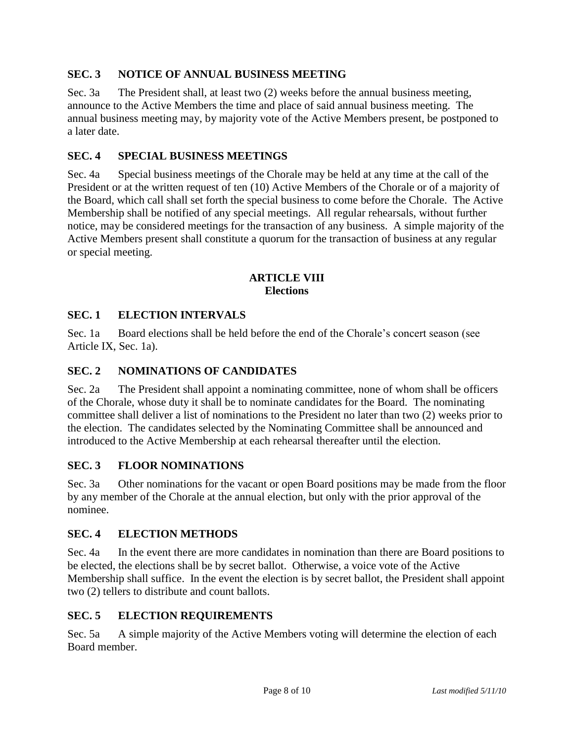### SEC. 3 NOTICE OF ANNUAL BUSINESS MEETING

Sec. 3a The President shall, at least two (2) weeks before the annual business meeting, announce to the Active Members the time and place of said annual business meeting. The annual business meeting may, by majority vote of the Active Members present, be postponed to a later date.

### SEC. 4 SPECIAL BUSINESS MEETINGS

Sec. 4a Special business meetings of the Chorale may be held at any time at the call of the President or at the written request of ten (10) Active Members of the Chorale or of a majority of the Board, which call shall set forth the special business to come before the Chorale. The Active Membership shall be notified of any special meetings. All regular rehearsals, without further notice, may be considered meetings for the transaction of any business. A simple majority of the Active Members present shall constitute a quorum for the transaction of business at any regular or special meeting.

## ARTICLE VIII
## Elections

### SEC. 1 ELECTION INTERVALS

Sec. 1a Board elections shall be held before the end of the Chorale's concert season (see Article IX, Sec. 1a).

### SEC. 2 NOMINATIONS OF CANDIDATES

Sec. 2a The President shall appoint a nominating committee, none of whom shall be officers of the Chorale, whose duty it shall be to nominate candidates for the Board. The nominating committee shall deliver a list of nominations to the President no later than two (2) weeks prior to the election. The candidates selected by the Nominating Committee shall be announced and introduced to the Active Membership at each rehearsal thereafter until the election.

### SEC. 3 FLOOR NOMINATIONS

Sec. 3a Other nominations for the vacant or open Board positions may be made from the floor by any member of the Chorale at the annual election, but only with the prior approval of the nominee.

### SEC. 4 ELECTION METHODS

Sec. 4a In the event there are more candidates in nomination than there are Board positions to be elected, the elections shall be by secret ballot. Otherwise, a voice vote of the Active Membership shall suffice. In the event the election is by secret ballot, the President shall appoint two (2) tellers to distribute and count ballots.

### SEC. 5 ELECTION REQUIREMENTS

Sec. 5a A simple majority of the Active Members voting will determine the election of each Board member.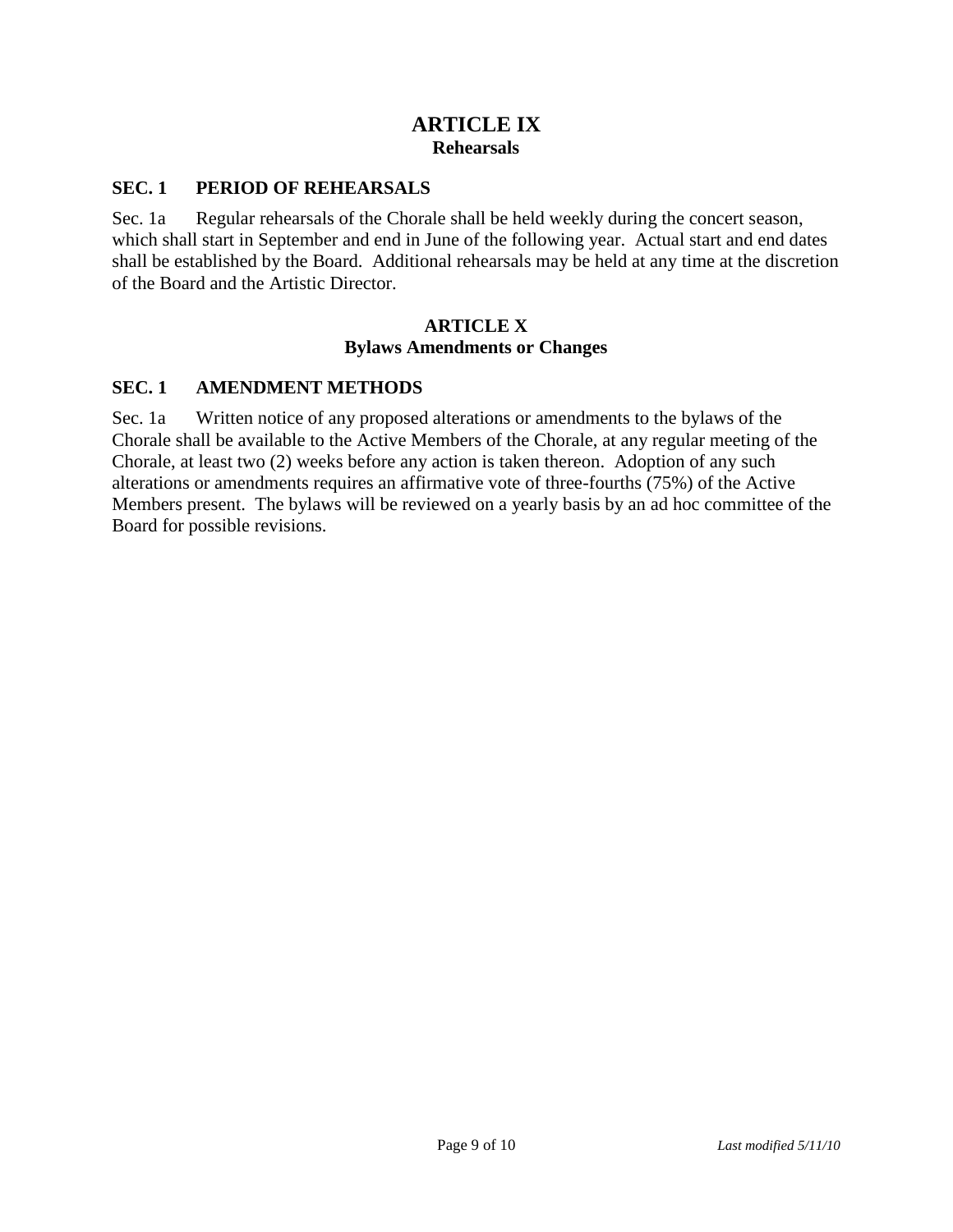## ARTICLE IX
### Rehearsals

### SEC. 1 PERIOD OF REHEARSALS

Sec. 1a Regular rehearsals of the Chorale shall be held weekly during the concert season, which shall start in September and end in June of the following year. Actual start and end dates shall be established by the Board. Additional rehearsals may be held at any time at the discretion of the Board and the Artistic Director.

## ARTICLE X
### Bylaws Amendments or Changes

### SEC. 1 AMENDMENT METHODS

Sec. 1a Written notice of any proposed alterations or amendments to the bylaws of the Chorale shall be available to the Active Members of the Chorale, at any regular meeting of the Chorale, at least two (2) weeks before any action is taken thereon. Adoption of any such alterations or amendments requires an affirmative vote of three-fourths (75%) of the Active Members present. The bylaws will be reviewed on a yearly basis by an ad hoc committee of the Board for possible revisions.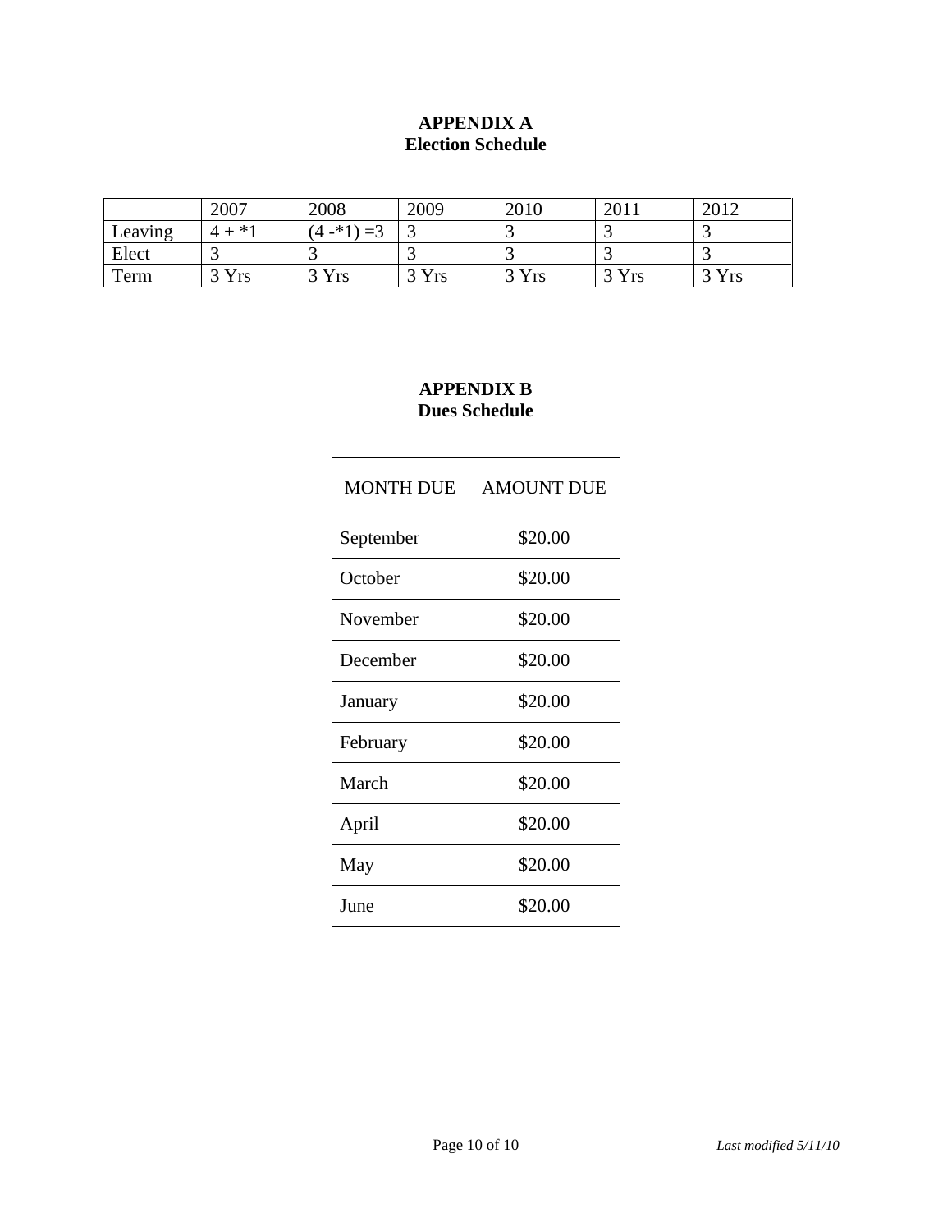# APPENDIX A
## Election Schedule

| | 2007 | 2008 | 2009 | 2010 | 2011 | 2012 |
|---|---|---|---|---|---|---|
| Leaving | 4 + *1 | (4 -*1) =3 | 3 | 3 | 3 | 3 |
| Elect | 3 | 3 | 3 | 3 | 3 | 3 |
| Term | 3 Yrs | 3 Yrs | 3 Yrs | 3 Yrs | 3 Yrs | 3 Yrs |

# APPENDIX B
## Dues Schedule

| MONTH DUE | AMOUNT DUE |
|---|---|
| September | $20.00 |
| October | $20.00 |
| November | $20.00 |
| December | $20.00 |
| January | $20.00 |
| February | $20.00 |
| March | $20.00 |
| April | $20.00 |
| May | $20.00 |
| June | $20.00 |

*Last modified 5/11/10*